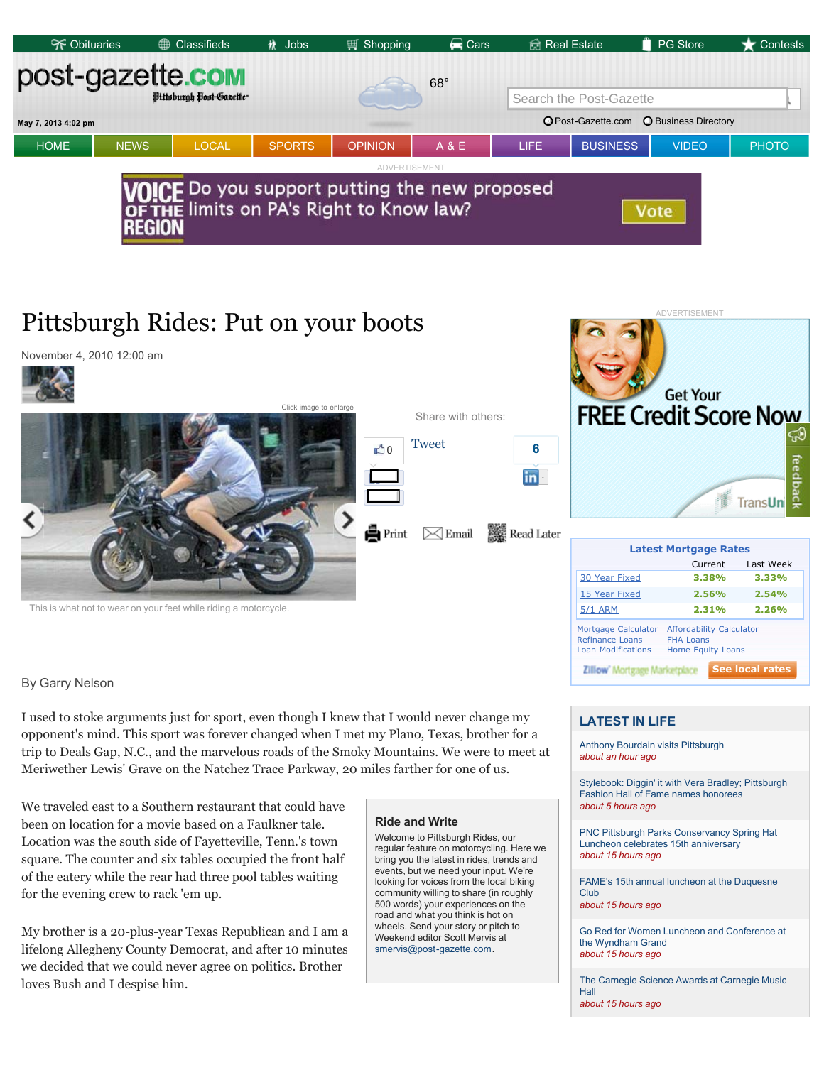# Pittsburgh Rides: Put on your boots

November 4, 2010 12:00 am

This is what not to wear on your feet while riding a motorcycle.

By Garry Nelson

I used to stoke arguments just for sport, even though I knew that I would never change my opponent's mind. This sport was forever changed when I met my Plano, Texas, brother for a trip to Deals Gap, N.C., and the marvelous roads of the Smoky Mountains. We were to meet at Meriwether Lewis' Grave on the Natchez Trace Parkway, 20 miles farther for one of us.

We traveled east to a Southern restaurant that could have been on location for a movie based on a Faulkner tale. Location was the south side of Fayetteville, Tenn.'s town square. The counter and six tables occupied the front half of the eatery while the rear had three pool tables waiting for the evening crew to rack 'em up.

My brother is a 20-plus-year Texas Republican and I am a lifelong Allegheny County Democrat, and after 10 minutes we decided that we could never agree on politics. Brother loves Bush and I despise him.

**Ride and Write**

Welcome to Pittsburgh Rides, our regular feature on motorcycling. Here we bring you the latest in rides, trends and events, but we need your input. We're looking for voices from the local biking community willing to share (in roughly 500 words) your experiences on the road and what you think is hot on wheels. Send your story or pitch to Weekend editor Scott Mervis at smervis@post-gazette.com.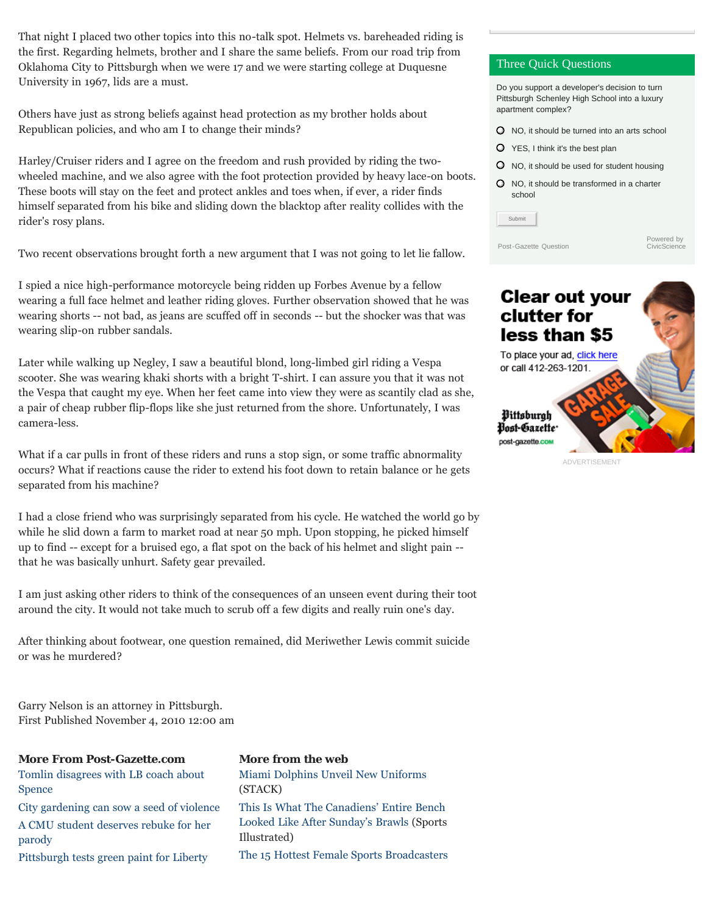That night I placed two other topics into this no-talk spot. Helmets vs. bareheaded riding is the first. Regarding helmets, brother and I share the same beliefs. From our road trip from Oklahoma City to Pittsburgh when we were 17 and we were starting college at Duquesne University in 1967, lids are a must.

Others have just as strong beliefs against head protection as my brother holds about Republican policies, and who am I to change their minds?

Harley/Cruiser riders and I agree on the freedom and rush provided by riding the two-wheeled machine, and we also agree with the foot protection provided by heavy lace-on boots. These boots will stay on the feet and protect ankles and toes when, if ever, a rider finds himself separated from his bike and sliding down the blacktop after reality collides with the rider's rosy plans.

Two recent observations brought forth a new argument that I was not going to let lie fallow.

I spied a nice high-performance motorcycle being ridden up Forbes Avenue by a fellow wearing a full face helmet and leather riding gloves. Further observation showed that he was wearing shorts -- not bad, as jeans are scuffed off in seconds -- but the shocker was that was wearing slip-on rubber sandals.

Later while walking up Negley, I saw a beautiful blond, long-limbed girl riding a Vespa scooter. She was wearing khaki shorts with a bright T-shirt. I can assure you that it was not the Vespa that caught my eye. When her feet came into view they were as scantily clad as she, a pair of cheap rubber flip-flops like she just returned from the shore. Unfortunately, I was camera-less.

What if a car pulls in front of these riders and runs a stop sign, or some traffic abnormality occurs? What if reactions cause the rider to extend his foot down to retain balance or he gets separated from his machine?

I had a close friend who was surprisingly separated from his cycle. He watched the world go by while he slid down a farm to market road at near 50 mph. Upon stopping, he picked himself up to find -- except for a bruised ego, a flat spot on the back of his helmet and slight pain -- that he was basically unhurt. Safety gear prevailed.

I am just asking other riders to think of the consequences of an unseen event during their toot around the city. It would not take much to scrub off a few digits and really ruin one's day.

After thinking about footwear, one question remained, did Meriwether Lewis commit suicide or was he murdered?

Garry Nelson is an attorney in Pittsburgh.
First Published November 4, 2010 12:00 am

**More From Post-Gazette.com**

Tomlin disagrees with LB coach about Spence

City gardening can sow a seed of violence

A CMU student deserves rebuke for her parody

Pittsburgh tests green paint for Liberty

**More from the web**

Miami Dolphins Unveil New Uniforms (STACK)

This Is What The Canadiens' Entire Bench Looked Like After Sunday's Brawls (Sports Illustrated)

The 15 Hottest Female Sports Broadcasters

**Three Quick Questions**

Do you support a developer's decision to turn Pittsburgh Schenley High School into a luxury apartment complex?

- NO, it should be turned into an arts school
- YES, I think it's the best plan
- NO, it should be used for student housing
- NO, it should be transformed in a charter school

Submit

Post-Gazette Question — Powered by CivicScience

**Clear out your clutter for less than $5**

To place your ad, click here or call 412-263-1201.

Pittsburgh Post-Gazette post-gazette.com

GARAGE SALE

ADVERTISEMENT